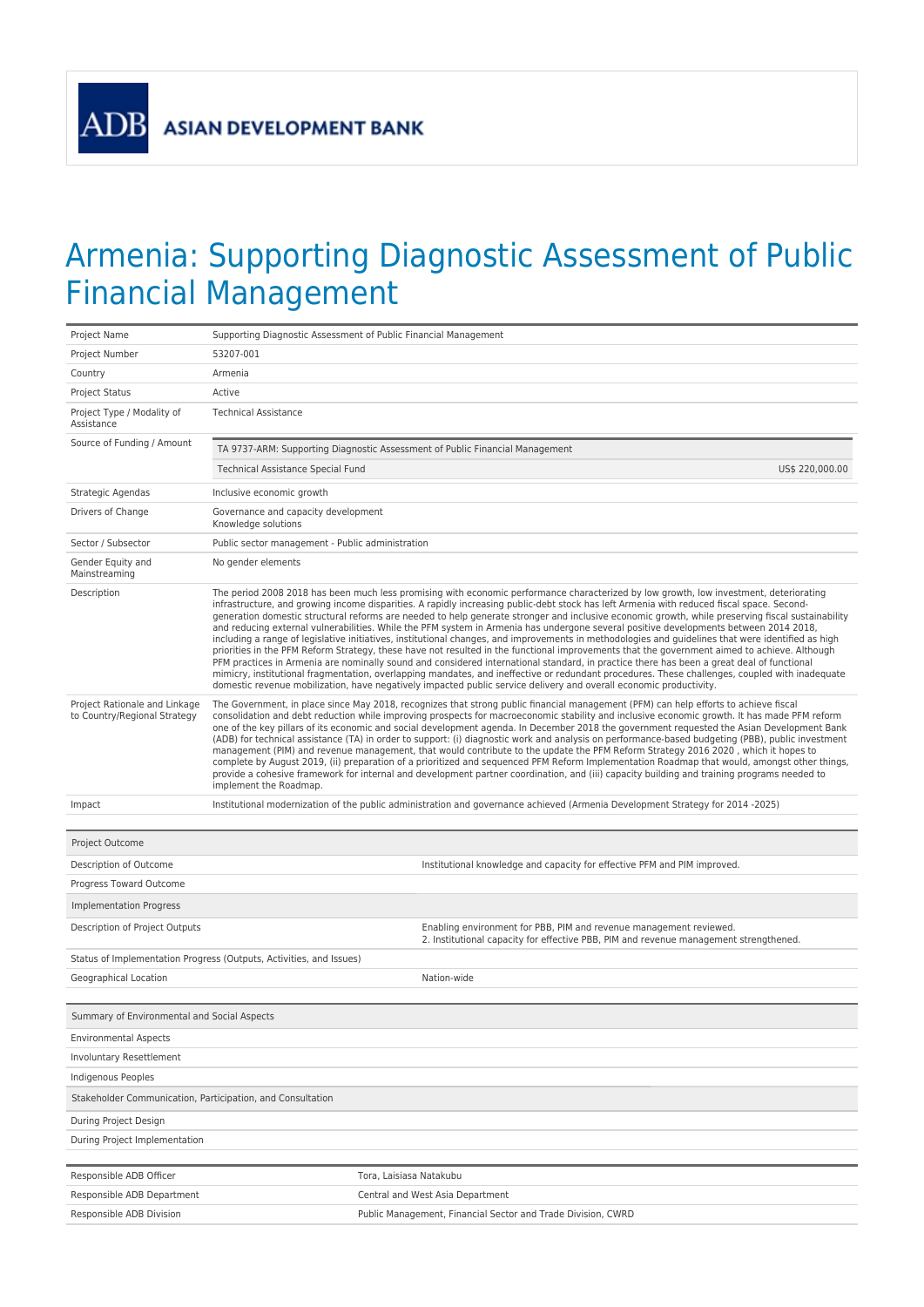ADB ASIAN DEVELOPMENT BANK

# Armenia: Supporting Diagnostic Assessment of Public Financial Management

| | |
|---|---|
| Project Name | Supporting Diagnostic Assessment of Public Financial Management |
| Project Number | 53207-001 |
| Country | Armenia |
| Project Status | Active |
| Project Type / Modality of Assistance | Technical Assistance |
| Source of Funding / Amount | TA 9737-ARM: Supporting Diagnostic Assessment of Public Financial Management<br>Technical Assistance Special Fund US$ 220,000.00 |
| Strategic Agendas | Inclusive economic growth |
| Drivers of Change | Governance and capacity development<br>Knowledge solutions |
| Sector / Subsector | Public sector management - Public administration |
| Gender Equity and Mainstreaming | No gender elements |
| Description | The period 2008 2018 has been much less promising with economic performance characterized by low growth, low investment, deteriorating infrastructure, and growing income disparities. A rapidly increasing public-debt stock has left Armenia with reduced fiscal space. Second-generation domestic structural reforms are needed to help generate stronger and inclusive economic growth, while preserving fiscal sustainability and reducing external vulnerabilities. While the PFM system in Armenia has undergone several positive developments between 2014 2018, including a range of legislative initiatives, institutional changes, and improvements in methodologies and guidelines that were identified as high priorities in the PFM Reform Strategy, these have not resulted in the functional improvements that the government aimed to achieve. Although PFM practices in Armenia are nominally sound and considered international standard, in practice there has been a great deal of functional mimicry, institutional fragmentation, overlapping mandates, and ineffective or redundant procedures. These challenges, coupled with inadequate domestic revenue mobilization, have negatively impacted public service delivery and overall economic productivity. |
| Project Rationale and Linkage to Country/Regional Strategy | The Government, in place since May 2018, recognizes that strong public financial management (PFM) can help efforts to achieve fiscal consolidation and debt reduction while improving prospects for macroeconomic stability and inclusive economic growth. It has made PFM reform one of the key pillars of its economic and social development agenda. In December 2018 the government requested the Asian Development Bank (ADB) for technical assistance (TA) in order to support: (i) diagnostic work and analysis on performance-based budgeting (PBB), public investment management (PIM) and revenue management, that would contribute to the update the PFM Reform Strategy 2016 2020 , which it hopes to complete by August 2019, (ii) preparation of a prioritized and sequenced PFM Reform Implementation Roadmap that would, amongst other things, provide a cohesive framework for internal and development partner coordination, and (iii) capacity building and training programs needed to implement the Roadmap. |
| Impact | Institutional modernization of the public administration and governance achieved (Armenia Development Strategy for 2014 -2025) |

| Project Outcome | |
|---|---|
| Description of Outcome | Institutional knowledge and capacity for effective PFM and PIM improved. |
| Progress Toward Outcome | |
| **Implementation Progress** | |
| Description of Project Outputs | Enabling environment for PBB, PIM and revenue management reviewed.<br>2. Institutional capacity for effective PBB, PIM and revenue management strengthened. |
| Status of Implementation Progress (Outputs, Activities, and Issues) | |
| Geographical Location | Nation-wide |

| Summary of Environmental and Social Aspects | |
|---|---|
| Environmental Aspects | |
| Involuntary Resettlement | |
| Indigenous Peoples | |
| **Stakeholder Communication, Participation, and Consultation** | |
| During Project Design | |
| During Project Implementation | |

| | |
|---|---|
| Responsible ADB Officer | Tora, Laisiasa Natakubu |
| Responsible ADB Department | Central and West Asia Department |
| Responsible ADB Division | Public Management, Financial Sector and Trade Division, CWRD |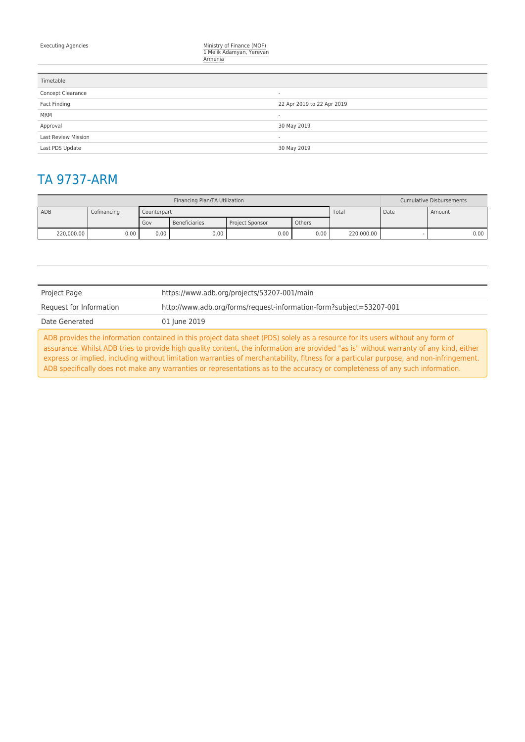| | |
|---|---|
| Executing Agencies | Ministry of Finance (MOF)<br>1 Melik Adamyan, Yerevan<br>Armenia |

| Timetable | |
|---|---|
| Concept Clearance | - |
| Fact Finding | 22 Apr 2019 to 22 Apr 2019 |
| MRM | - |
| Approval | 30 May 2019 |
| Last Review Mission | - |
| Last PDS Update | 30 May 2019 |

## TA 9737-ARM

| Financing Plan/TA Utilization | | | | | | | Cumulative Disbursements | |
|---|---|---|---|---|---|---|---|---|
| ADB | Cofinancing | Counterpart | | | | Total | Date | Amount |
| | | Gov | Beneficiaries | Project Sponsor | Others | | | |
| 220,000.00 | 0.00 | 0.00 | 0.00 | 0.00 | 0.00 | 220,000.00 | - | 0.00 |

| | |
|---|---|
| Project Page | https://www.adb.org/projects/53207-001/main |
| Request for Information | http://www.adb.org/forms/request-information-form?subject=53207-001 |
| Date Generated | 01 June 2019 |

ADB provides the information contained in this project data sheet (PDS) solely as a resource for its users without any form of assurance. Whilst ADB tries to provide high quality content, the information are provided "as is" without warranty of any kind, either express or implied, including without limitation warranties of merchantability, fitness for a particular purpose, and non-infringement. ADB specifically does not make any warranties or representations as to the accuracy or completeness of any such information.